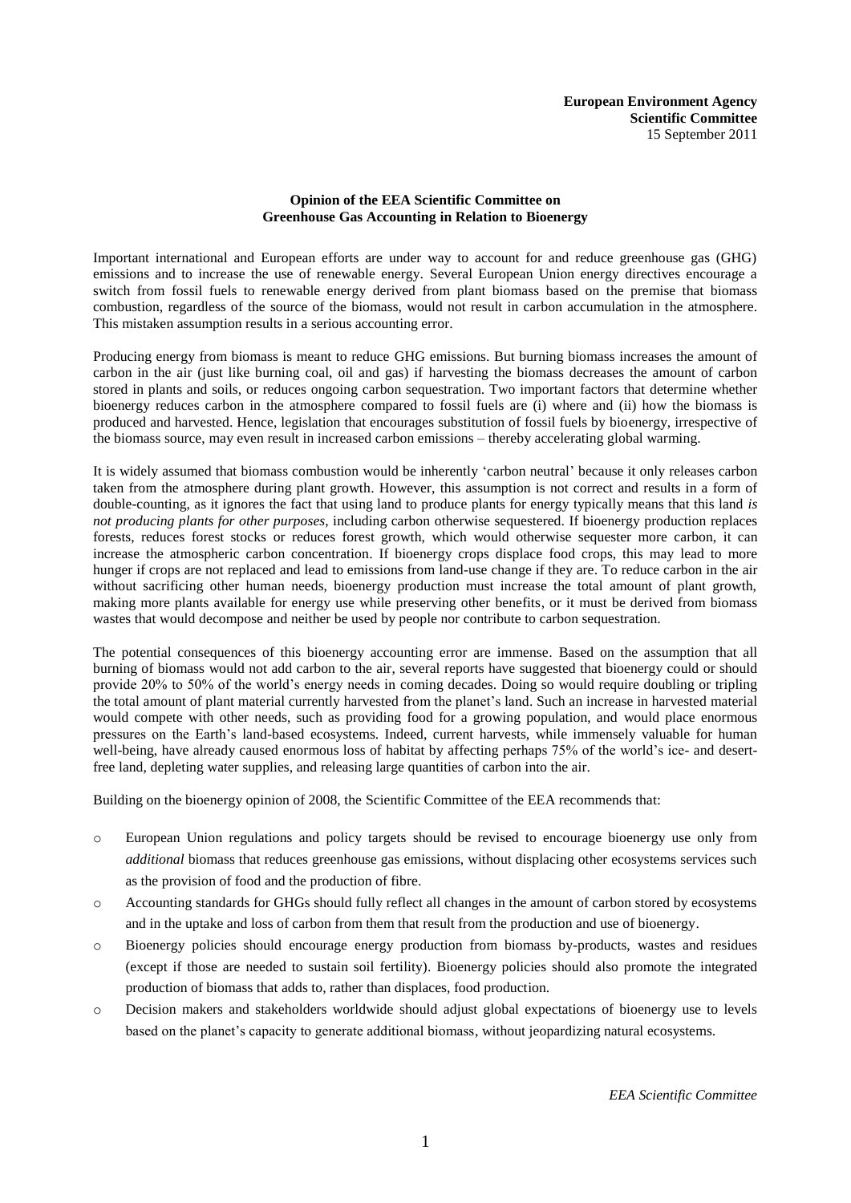**European Environment Agency**
**Scientific Committee**
15 September 2011

# Opinion of the EEA Scientific Committee on Greenhouse Gas Accounting in Relation to Bioenergy

Important international and European efforts are under way to account for and reduce greenhouse gas (GHG) emissions and to increase the use of renewable energy. Several European Union energy directives encourage a switch from fossil fuels to renewable energy derived from plant biomass based on the premise that biomass combustion, regardless of the source of the biomass, would not result in carbon accumulation in the atmosphere. This mistaken assumption results in a serious accounting error.

Producing energy from biomass is meant to reduce GHG emissions. But burning biomass increases the amount of carbon in the air (just like burning coal, oil and gas) if harvesting the biomass decreases the amount of carbon stored in plants and soils, or reduces ongoing carbon sequestration. Two important factors that determine whether bioenergy reduces carbon in the atmosphere compared to fossil fuels are (i) where and (ii) how the biomass is produced and harvested. Hence, legislation that encourages substitution of fossil fuels by bioenergy, irrespective of the biomass source, may even result in increased carbon emissions – thereby accelerating global warming.

It is widely assumed that biomass combustion would be inherently 'carbon neutral' because it only releases carbon taken from the atmosphere during plant growth. However, this assumption is not correct and results in a form of double-counting, as it ignores the fact that using land to produce plants for energy typically means that this land *is not producing plants for other purposes*, including carbon otherwise sequestered. If bioenergy production replaces forests, reduces forest stocks or reduces forest growth, which would otherwise sequester more carbon, it can increase the atmospheric carbon concentration. If bioenergy crops displace food crops, this may lead to more hunger if crops are not replaced and lead to emissions from land-use change if they are. To reduce carbon in the air without sacrificing other human needs, bioenergy production must increase the total amount of plant growth, making more plants available for energy use while preserving other benefits, or it must be derived from biomass wastes that would decompose and neither be used by people nor contribute to carbon sequestration.

The potential consequences of this bioenergy accounting error are immense. Based on the assumption that all burning of biomass would not add carbon to the air, several reports have suggested that bioenergy could or should provide 20% to 50% of the world's energy needs in coming decades. Doing so would require doubling or tripling the total amount of plant material currently harvested from the planet's land. Such an increase in harvested material would compete with other needs, such as providing food for a growing population, and would place enormous pressures on the Earth's land-based ecosystems. Indeed, current harvests, while immensely valuable for human well-being, have already caused enormous loss of habitat by affecting perhaps 75% of the world's ice- and desert-free land, depleting water supplies, and releasing large quantities of carbon into the air.

Building on the bioenergy opinion of 2008, the Scientific Committee of the EEA recommends that:

- European Union regulations and policy targets should be revised to encourage bioenergy use only from *additional* biomass that reduces greenhouse gas emissions, without displacing other ecosystems services such as the provision of food and the production of fibre.
- Accounting standards for GHGs should fully reflect all changes in the amount of carbon stored by ecosystems and in the uptake and loss of carbon from them that result from the production and use of bioenergy.
- Bioenergy policies should encourage energy production from biomass by-products, wastes and residues (except if those are needed to sustain soil fertility). Bioenergy policies should also promote the integrated production of biomass that adds to, rather than displaces, food production.
- Decision makers and stakeholders worldwide should adjust global expectations of bioenergy use to levels based on the planet's capacity to generate additional biomass, without jeopardizing natural ecosystems.

*EEA Scientific Committee*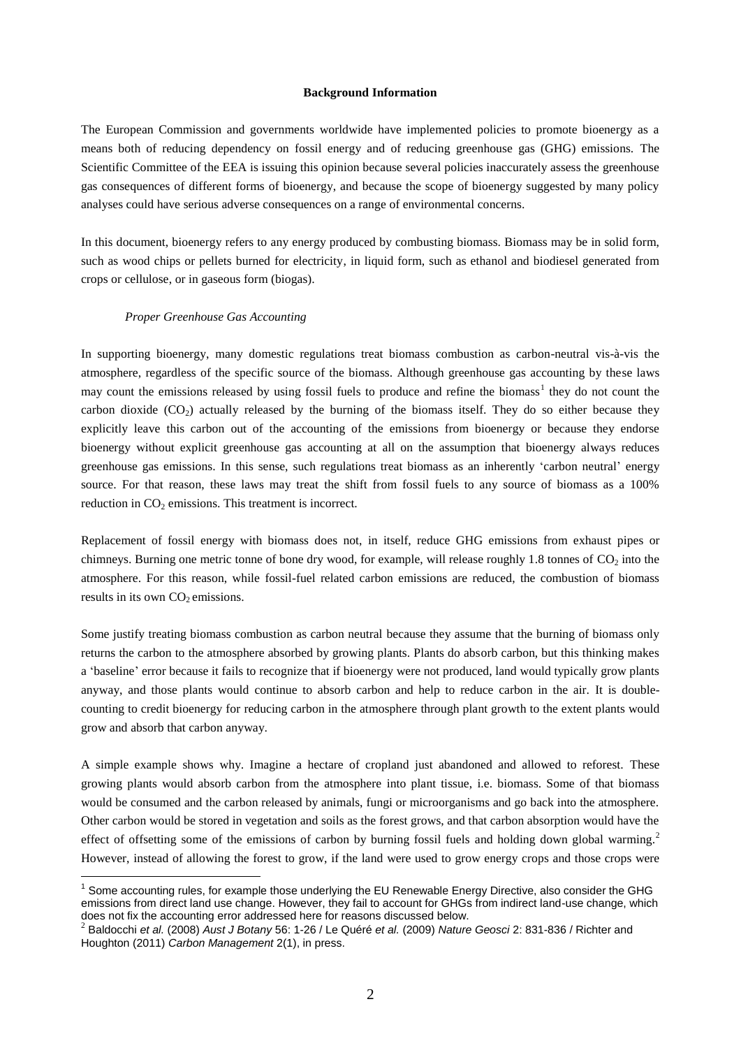**Background Information**

The European Commission and governments worldwide have implemented policies to promote bioenergy as a means both of reducing dependency on fossil energy and of reducing greenhouse gas (GHG) emissions. The Scientific Committee of the EEA is issuing this opinion because several policies inaccurately assess the greenhouse gas consequences of different forms of bioenergy, and because the scope of bioenergy suggested by many policy analyses could have serious adverse consequences on a range of environmental concerns.

In this document, bioenergy refers to any energy produced by combusting biomass. Biomass may be in solid form, such as wood chips or pellets burned for electricity, in liquid form, such as ethanol and biodiesel generated from crops or cellulose, or in gaseous form (biogas).

*Proper Greenhouse Gas Accounting*

In supporting bioenergy, many domestic regulations treat biomass combustion as carbon-neutral vis-à-vis the atmosphere, regardless of the specific source of the biomass. Although greenhouse gas accounting by these laws may count the emissions released by using fossil fuels to produce and refine the biomass[1] they do not count the carbon dioxide ($CO_2$) actually released by the burning of the biomass itself. They do so either because they explicitly leave this carbon out of the accounting of the emissions from bioenergy or because they endorse bioenergy without explicit greenhouse gas accounting at all on the assumption that bioenergy always reduces greenhouse gas emissions. In this sense, such regulations treat biomass as an inherently 'carbon neutral' energy source. For that reason, these laws may treat the shift from fossil fuels to any source of biomass as a 100% reduction in $CO_2$ emissions. This treatment is incorrect.

Replacement of fossil energy with biomass does not, in itself, reduce GHG emissions from exhaust pipes or chimneys. Burning one metric tonne of bone dry wood, for example, will release roughly 1.8 tonnes of $CO_2$ into the atmosphere. For this reason, while fossil-fuel related carbon emissions are reduced, the combustion of biomass results in its own $CO_2$ emissions.

Some justify treating biomass combustion as carbon neutral because they assume that the burning of biomass only returns the carbon to the atmosphere absorbed by growing plants. Plants do absorb carbon, but this thinking makes a 'baseline' error because it fails to recognize that if bioenergy were not produced, land would typically grow plants anyway, and those plants would continue to absorb carbon and help to reduce carbon in the air. It is double-counting to credit bioenergy for reducing carbon in the atmosphere through plant growth to the extent plants would grow and absorb that carbon anyway.

A simple example shows why. Imagine a hectare of cropland just abandoned and allowed to reforest. These growing plants would absorb carbon from the atmosphere into plant tissue, i.e. biomass. Some of that biomass would be consumed and the carbon released by animals, fungi or microorganisms and go back into the atmosphere. Other carbon would be stored in vegetation and soils as the forest grows, and that carbon absorption would have the effect of offsetting some of the emissions of carbon by burning fossil fuels and holding down global warming.[2] However, instead of allowing the forest to grow, if the land were used to grow energy crops and those crops were

---

[1] Some accounting rules, for example those underlying the EU Renewable Energy Directive, also consider the GHG emissions from direct land use change. However, they fail to account for GHGs from indirect land-use change, which does not fix the accounting error addressed here for reasons discussed below.

[2] Baldocchi *et al.* (2008) *Aust J Botany* 56: 1-26 / Le Quéré *et al.* (2009) *Nature Geosci* 2: 831-836 / Richter and Houghton (2011) *Carbon Management* 2(1), in press.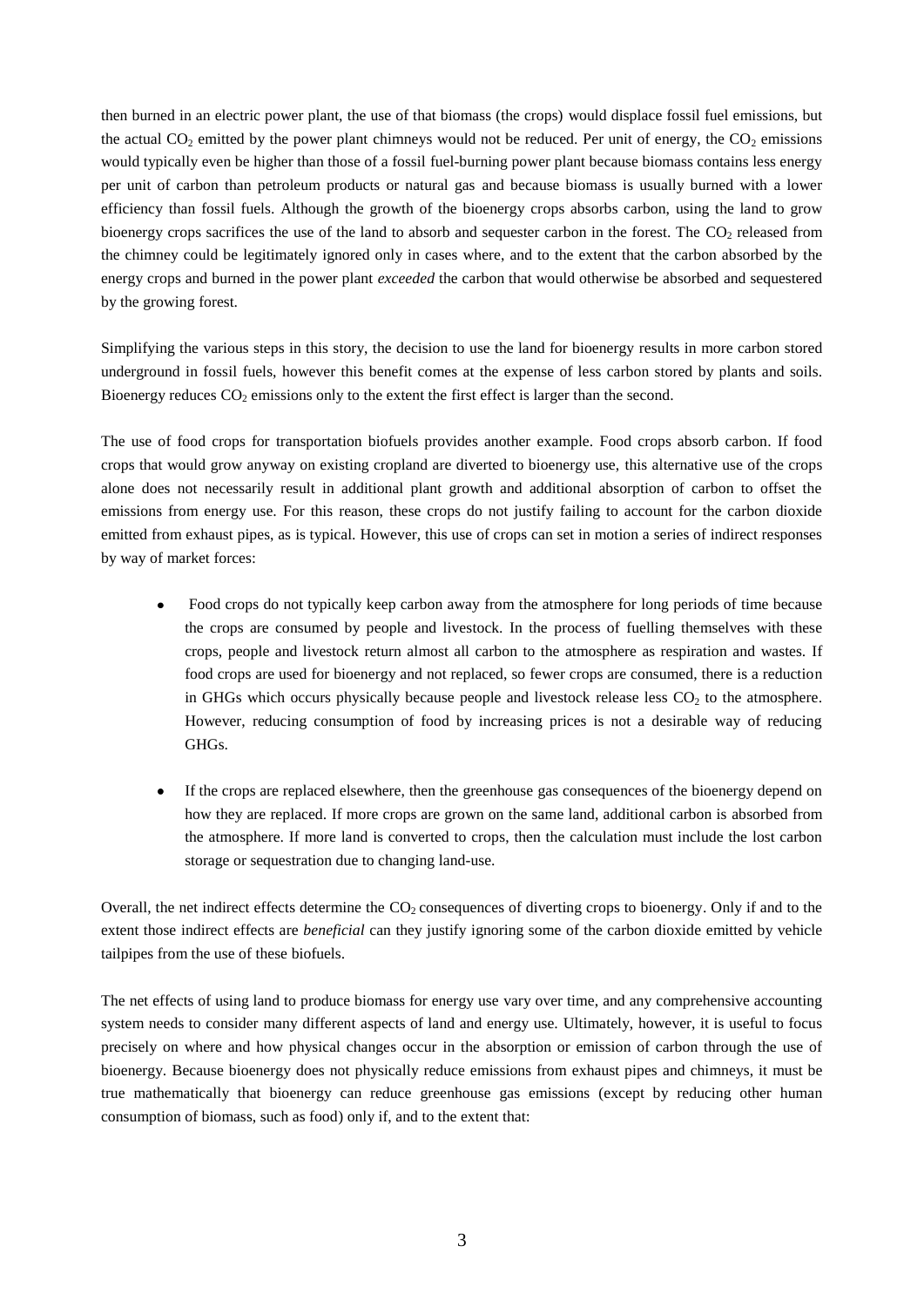then burned in an electric power plant, the use of that biomass (the crops) would displace fossil fuel emissions, but the actual $CO_2$ emitted by the power plant chimneys would not be reduced. Per unit of energy, the $CO_2$ emissions would typically even be higher than those of a fossil fuel-burning power plant because biomass contains less energy per unit of carbon than petroleum products or natural gas and because biomass is usually burned with a lower efficiency than fossil fuels. Although the growth of the bioenergy crops absorbs carbon, using the land to grow bioenergy crops sacrifices the use of the land to absorb and sequester carbon in the forest. The $CO_2$ released from the chimney could be legitimately ignored only in cases where, and to the extent that the carbon absorbed by the energy crops and burned in the power plant *exceeded* the carbon that would otherwise be absorbed and sequestered by the growing forest.

Simplifying the various steps in this story, the decision to use the land for bioenergy results in more carbon stored underground in fossil fuels, however this benefit comes at the expense of less carbon stored by plants and soils. Bioenergy reduces $CO_2$ emissions only to the extent the first effect is larger than the second.

The use of food crops for transportation biofuels provides another example. Food crops absorb carbon. If food crops that would grow anyway on existing cropland are diverted to bioenergy use, this alternative use of the crops alone does not necessarily result in additional plant growth and additional absorption of carbon to offset the emissions from energy use. For this reason, these crops do not justify failing to account for the carbon dioxide emitted from exhaust pipes, as is typical. However, this use of crops can set in motion a series of indirect responses by way of market forces:

- Food crops do not typically keep carbon away from the atmosphere for long periods of time because the crops are consumed by people and livestock. In the process of fuelling themselves with these crops, people and livestock return almost all carbon to the atmosphere as respiration and wastes. If food crops are used for bioenergy and not replaced, so fewer crops are consumed, there is a reduction in GHGs which occurs physically because people and livestock release less $CO_2$ to the atmosphere. However, reducing consumption of food by increasing prices is not a desirable way of reducing GHGs.

- If the crops are replaced elsewhere, then the greenhouse gas consequences of the bioenergy depend on how they are replaced. If more crops are grown on the same land, additional carbon is absorbed from the atmosphere. If more land is converted to crops, then the calculation must include the lost carbon storage or sequestration due to changing land-use.

Overall, the net indirect effects determine the $CO_2$ consequences of diverting crops to bioenergy. Only if and to the extent those indirect effects are *beneficial* can they justify ignoring some of the carbon dioxide emitted by vehicle tailpipes from the use of these biofuels.

The net effects of using land to produce biomass for energy use vary over time, and any comprehensive accounting system needs to consider many different aspects of land and energy use. Ultimately, however, it is useful to focus precisely on where and how physical changes occur in the absorption or emission of carbon through the use of bioenergy. Because bioenergy does not physically reduce emissions from exhaust pipes and chimneys, it must be true mathematically that bioenergy can reduce greenhouse gas emissions (except by reducing other human consumption of biomass, such as food) only if, and to the extent that: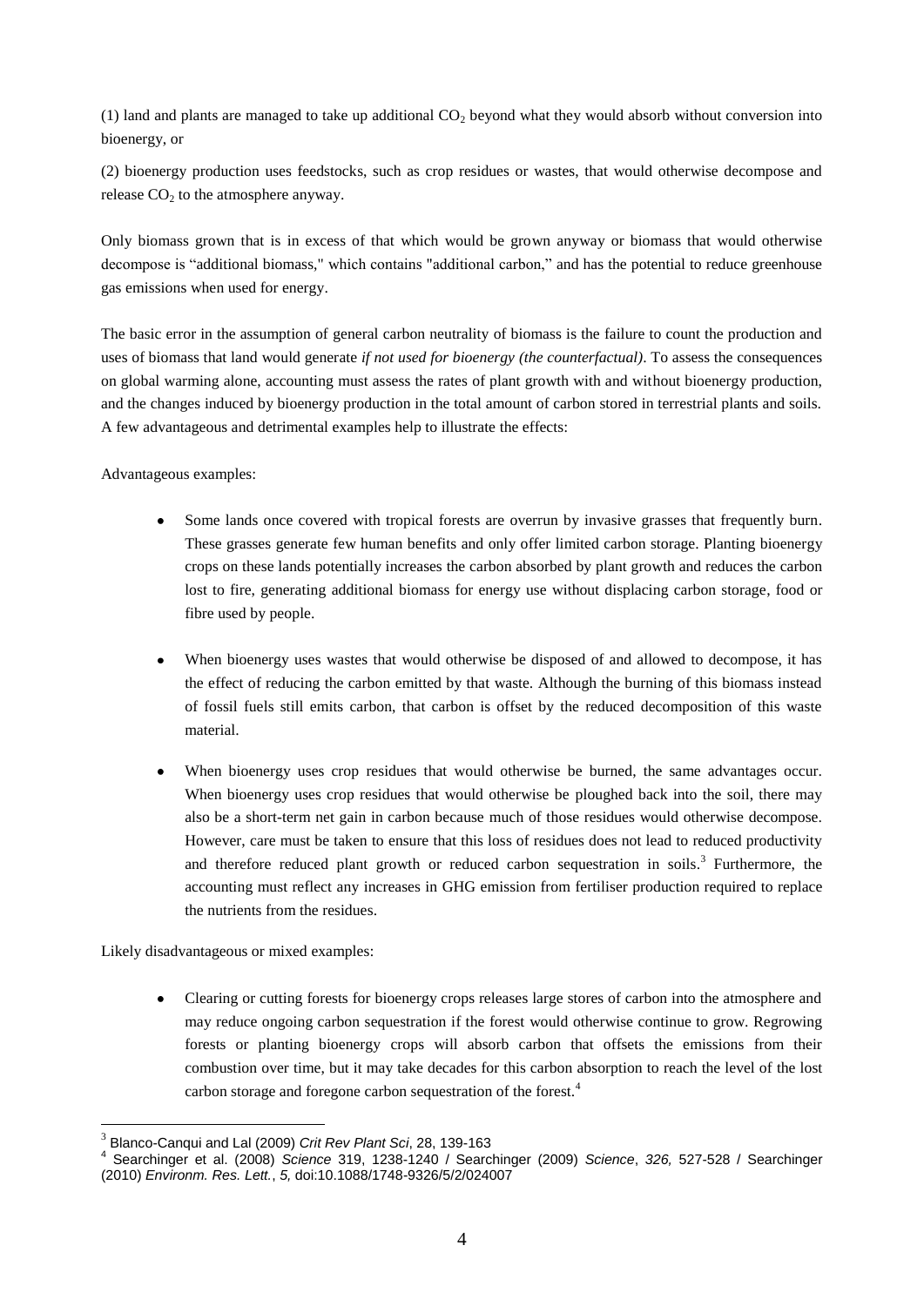(1) land and plants are managed to take up additional $CO_2$ beyond what they would absorb without conversion into bioenergy, or

(2) bioenergy production uses feedstocks, such as crop residues or wastes, that would otherwise decompose and release $CO_2$ to the atmosphere anyway.

Only biomass grown that is in excess of that which would be grown anyway or biomass that would otherwise decompose is "additional biomass," which contains "additional carbon," and has the potential to reduce greenhouse gas emissions when used for energy.

The basic error in the assumption of general carbon neutrality of biomass is the failure to count the production and uses of biomass that land would generate *if not used for bioenergy (the counterfactual)*. To assess the consequences on global warming alone, accounting must assess the rates of plant growth with and without bioenergy production, and the changes induced by bioenergy production in the total amount of carbon stored in terrestrial plants and soils. A few advantageous and detrimental examples help to illustrate the effects:

Advantageous examples:

- Some lands once covered with tropical forests are overrun by invasive grasses that frequently burn. These grasses generate few human benefits and only offer limited carbon storage. Planting bioenergy crops on these lands potentially increases the carbon absorbed by plant growth and reduces the carbon lost to fire, generating additional biomass for energy use without displacing carbon storage, food or fibre used by people.

- When bioenergy uses wastes that would otherwise be disposed of and allowed to decompose, it has the effect of reducing the carbon emitted by that waste. Although the burning of this biomass instead of fossil fuels still emits carbon, that carbon is offset by the reduced decomposition of this waste material.

- When bioenergy uses crop residues that would otherwise be burned, the same advantages occur. When bioenergy uses crop residues that would otherwise be ploughed back into the soil, there may also be a short-term net gain in carbon because much of those residues would otherwise decompose. However, care must be taken to ensure that this loss of residues does not lead to reduced productivity and therefore reduced plant growth or reduced carbon sequestration in soils.[3] Furthermore, the accounting must reflect any increases in GHG emission from fertiliser production required to replace the nutrients from the residues.

Likely disadvantageous or mixed examples:

- Clearing or cutting forests for bioenergy crops releases large stores of carbon into the atmosphere and may reduce ongoing carbon sequestration if the forest would otherwise continue to grow. Regrowing forests or planting bioenergy crops will absorb carbon that offsets the emissions from their combustion over time, but it may take decades for this carbon absorption to reach the level of the lost carbon storage and foregone carbon sequestration of the forest.[4]

---

[3] Blanco-Canqui and Lal (2009) *Crit Rev Plant Sci*, 28, 139-163

[4] Searchinger et al. (2008) *Science* 319, 1238-1240 / Searchinger (2009) *Science*, *326,* 527-528 / Searchinger (2010) *Environm. Res. Lett.*, *5,* doi:10.1088/1748-9326/5/2/024007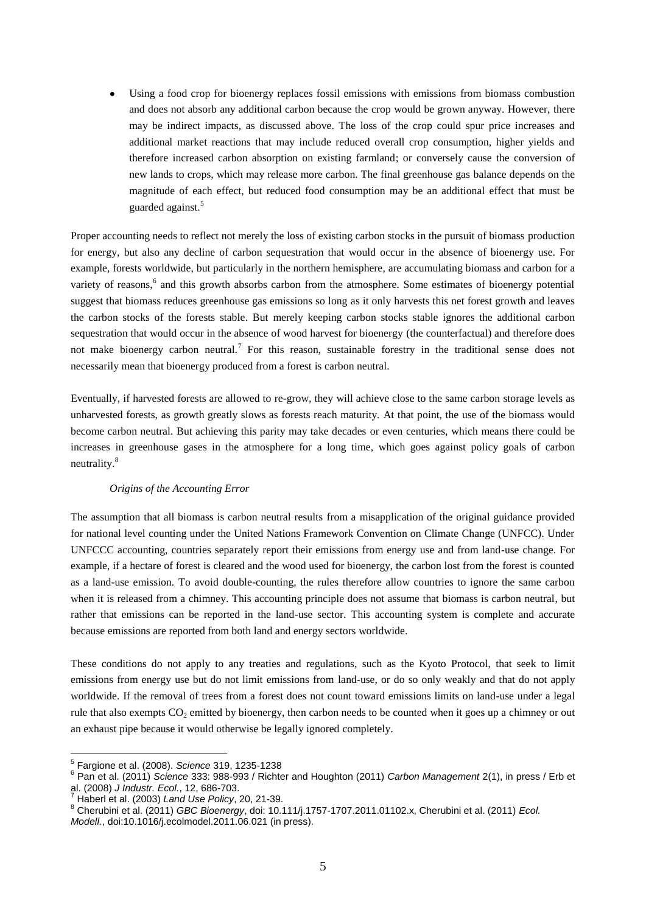- Using a food crop for bioenergy replaces fossil emissions with emissions from biomass combustion and does not absorb any additional carbon because the crop would be grown anyway. However, there may be indirect impacts, as discussed above. The loss of the crop could spur price increases and additional market reactions that may include reduced overall crop consumption, higher yields and therefore increased carbon absorption on existing farmland; or conversely cause the conversion of new lands to crops, which may release more carbon. The final greenhouse gas balance depends on the magnitude of each effect, but reduced food consumption may be an additional effect that must be guarded against.[5]

Proper accounting needs to reflect not merely the loss of existing carbon stocks in the pursuit of biomass production for energy, but also any decline of carbon sequestration that would occur in the absence of bioenergy use. For example, forests worldwide, but particularly in the northern hemisphere, are accumulating biomass and carbon for a variety of reasons,[6] and this growth absorbs carbon from the atmosphere. Some estimates of bioenergy potential suggest that biomass reduces greenhouse gas emissions so long as it only harvests this net forest growth and leaves the carbon stocks of the forests stable. But merely keeping carbon stocks stable ignores the additional carbon sequestration that would occur in the absence of wood harvest for bioenergy (the counterfactual) and therefore does not make bioenergy carbon neutral.[7] For this reason, sustainable forestry in the traditional sense does not necessarily mean that bioenergy produced from a forest is carbon neutral.

Eventually, if harvested forests are allowed to re-grow, they will achieve close to the same carbon storage levels as unharvested forests, as growth greatly slows as forests reach maturity. At that point, the use of the biomass would become carbon neutral. But achieving this parity may take decades or even centuries, which means there could be increases in greenhouse gases in the atmosphere for a long time, which goes against policy goals of carbon neutrality.[8]

*Origins of the Accounting Error*

The assumption that all biomass is carbon neutral results from a misapplication of the original guidance provided for national level counting under the United Nations Framework Convention on Climate Change (UNFCC). Under UNFCCC accounting, countries separately report their emissions from energy use and from land-use change. For example, if a hectare of forest is cleared and the wood used for bioenergy, the carbon lost from the forest is counted as a land-use emission. To avoid double-counting, the rules therefore allow countries to ignore the same carbon when it is released from a chimney. This accounting principle does not assume that biomass is carbon neutral, but rather that emissions can be reported in the land-use sector. This accounting system is complete and accurate because emissions are reported from both land and energy sectors worldwide.

These conditions do not apply to any treaties and regulations, such as the Kyoto Protocol, that seek to limit emissions from energy use but do not limit emissions from land-use, or do so only weakly and that do not apply worldwide. If the removal of trees from a forest does not count toward emissions limits on land-use under a legal rule that also exempts $CO_2$ emitted by bioenergy, then carbon needs to be counted when it goes up a chimney or out an exhaust pipe because it would otherwise be legally ignored completely.

---

[5] Fargione et al. (2008). *Science* 319, 1235-1238

[6] Pan et al. (2011) *Science* 333: 988-993 / Richter and Houghton (2011) *Carbon Management* 2(1), in press / Erb et al. (2008) *J Industr. Ecol.*, 12, 686-703.

[7] Haberl et al. (2003) *Land Use Policy*, 20, 21-39.

[8] Cherubini et al. (2011) *GBC Bioenergy*, doi: 10.111/j.1757-1707.2011.01102.x, Cherubini et al. (2011) *Ecol. Modell.*, doi:10.1016/j.ecolmodel.2011.06.021 (in press).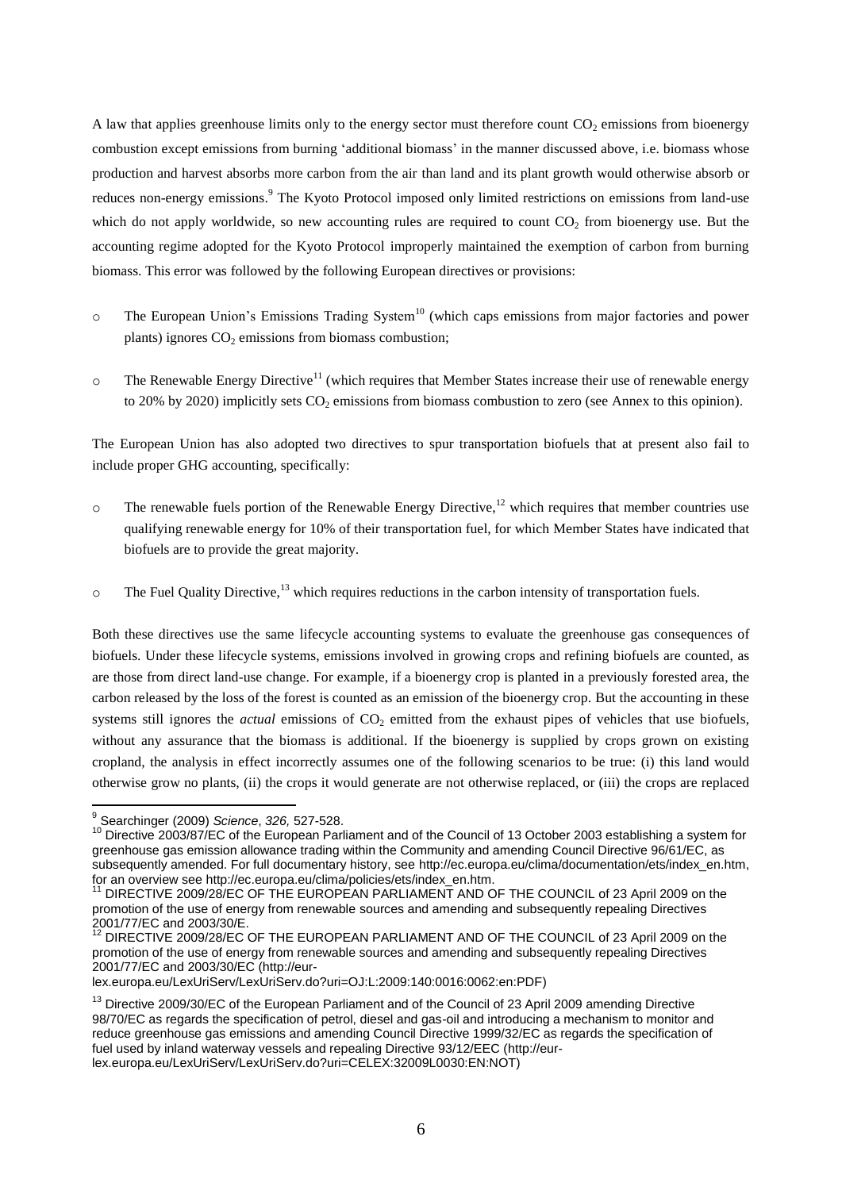A law that applies greenhouse limits only to the energy sector must therefore count $CO_2$ emissions from bioenergy combustion except emissions from burning 'additional biomass' in the manner discussed above, i.e. biomass whose production and harvest absorbs more carbon from the air than land and its plant growth would otherwise absorb or reduces non-energy emissions.[9] The Kyoto Protocol imposed only limited restrictions on emissions from land-use which do not apply worldwide, so new accounting rules are required to count $CO_2$ from bioenergy use. But the accounting regime adopted for the Kyoto Protocol improperly maintained the exemption of carbon from burning biomass. This error was followed by the following European directives or provisions:

- The European Union's Emissions Trading System[10] (which caps emissions from major factories and power plants) ignores $CO_2$ emissions from biomass combustion;
- The Renewable Energy Directive[11] (which requires that Member States increase their use of renewable energy to 20% by 2020) implicitly sets $CO_2$ emissions from biomass combustion to zero (see Annex to this opinion).

The European Union has also adopted two directives to spur transportation biofuels that at present also fail to include proper GHG accounting, specifically:

- The renewable fuels portion of the Renewable Energy Directive,[12] which requires that member countries use qualifying renewable energy for 10% of their transportation fuel, for which Member States have indicated that biofuels are to provide the great majority.
- The Fuel Quality Directive,[13] which requires reductions in the carbon intensity of transportation fuels.

Both these directives use the same lifecycle accounting systems to evaluate the greenhouse gas consequences of biofuels. Under these lifecycle systems, emissions involved in growing crops and refining biofuels are counted, as are those from direct land-use change. For example, if a bioenergy crop is planted in a previously forested area, the carbon released by the loss of the forest is counted as an emission of the bioenergy crop. But the accounting in these systems still ignores the *actual* emissions of $CO_2$ emitted from the exhaust pipes of vehicles that use biofuels, without any assurance that the biomass is additional. If the bioenergy is supplied by crops grown on existing cropland, the analysis in effect incorrectly assumes one of the following scenarios to be true: (i) this land would otherwise grow no plants, (ii) the crops it would generate are not otherwise replaced, or (iii) the crops are replaced

---

[9] Searchinger (2009) *Science*, *326*, 527-528.

[10] Directive 2003/87/EC of the European Parliament and of the Council of 13 October 2003 establishing a system for greenhouse gas emission allowance trading within the Community and amending Council Directive 96/61/EC, as subsequently amended. For full documentary history, see http://ec.europa.eu/clima/documentation/ets/index_en.htm, for an overview see http://ec.europa.eu/clima/policies/ets/index_en.htm.

[11] DIRECTIVE 2009/28/EC OF THE EUROPEAN PARLIAMENT AND OF THE COUNCIL of 23 April 2009 on the promotion of the use of energy from renewable sources and amending and subsequently repealing Directives 2001/77/EC and 2003/30/E.

[12] DIRECTIVE 2009/28/EC OF THE EUROPEAN PARLIAMENT AND OF THE COUNCIL of 23 April 2009 on the promotion of the use of energy from renewable sources and amending and subsequently repealing Directives 2001/77/EC and 2003/30/EC (http://eur-lex.europa.eu/LexUriServ/LexUriServ.do?uri=OJ:L:2009:140:0016:0062:en:PDF)

[13] Directive 2009/30/EC of the European Parliament and of the Council of 23 April 2009 amending Directive 98/70/EC as regards the specification of petrol, diesel and gas-oil and introducing a mechanism to monitor and reduce greenhouse gas emissions and amending Council Directive 1999/32/EC as regards the specification of fuel used by inland waterway vessels and repealing Directive 93/12/EEC (http://eur-lex.europa.eu/LexUriServ/LexUriServ.do?uri=CELEX:32009L0030:EN:NOT)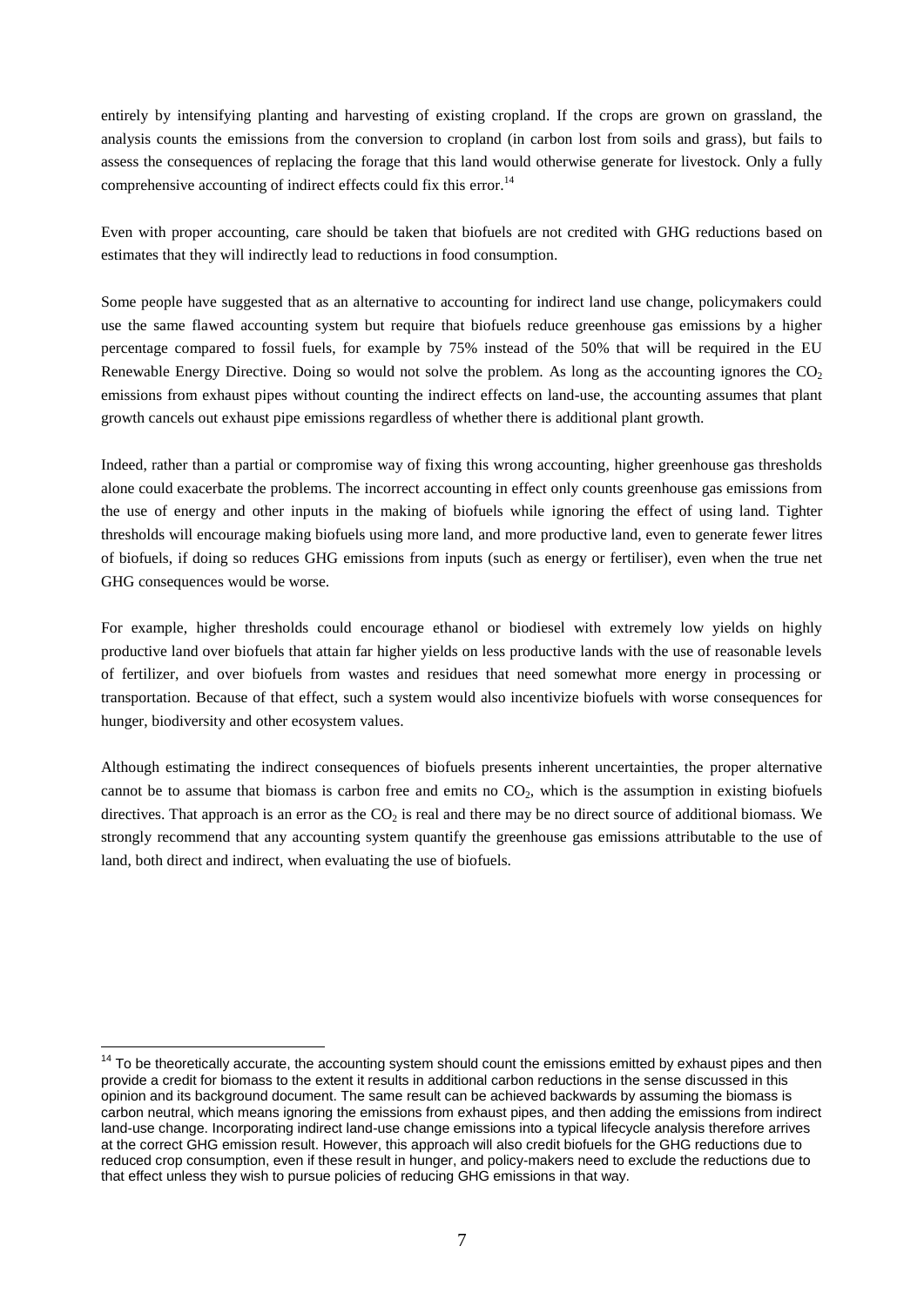entirely by intensifying planting and harvesting of existing cropland. If the crops are grown on grassland, the analysis counts the emissions from the conversion to cropland (in carbon lost from soils and grass), but fails to assess the consequences of replacing the forage that this land would otherwise generate for livestock. Only a fully comprehensive accounting of indirect effects could fix this error.[14]

Even with proper accounting, care should be taken that biofuels are not credited with GHG reductions based on estimates that they will indirectly lead to reductions in food consumption.

Some people have suggested that as an alternative to accounting for indirect land use change, policymakers could use the same flawed accounting system but require that biofuels reduce greenhouse gas emissions by a higher percentage compared to fossil fuels, for example by 75% instead of the 50% that will be required in the EU Renewable Energy Directive. Doing so would not solve the problem. As long as the accounting ignores the $CO_2$ emissions from exhaust pipes without counting the indirect effects on land-use, the accounting assumes that plant growth cancels out exhaust pipe emissions regardless of whether there is additional plant growth.

Indeed, rather than a partial or compromise way of fixing this wrong accounting, higher greenhouse gas thresholds alone could exacerbate the problems. The incorrect accounting in effect only counts greenhouse gas emissions from the use of energy and other inputs in the making of biofuels while ignoring the effect of using land. Tighter thresholds will encourage making biofuels using more land, and more productive land, even to generate fewer litres of biofuels, if doing so reduces GHG emissions from inputs (such as energy or fertiliser), even when the true net GHG consequences would be worse.

For example, higher thresholds could encourage ethanol or biodiesel with extremely low yields on highly productive land over biofuels that attain far higher yields on less productive lands with the use of reasonable levels of fertilizer, and over biofuels from wastes and residues that need somewhat more energy in processing or transportation. Because of that effect, such a system would also incentivize biofuels with worse consequences for hunger, biodiversity and other ecosystem values.

Although estimating the indirect consequences of biofuels presents inherent uncertainties, the proper alternative cannot be to assume that biomass is carbon free and emits no $CO_2$, which is the assumption in existing biofuels directives. That approach is an error as the $CO_2$ is real and there may be no direct source of additional biomass. We strongly recommend that any accounting system quantify the greenhouse gas emissions attributable to the use of land, both direct and indirect, when evaluating the use of biofuels.

---

[14] To be theoretically accurate, the accounting system should count the emissions emitted by exhaust pipes and then provide a credit for biomass to the extent it results in additional carbon reductions in the sense discussed in this opinion and its background document. The same result can be achieved backwards by assuming the biomass is carbon neutral, which means ignoring the emissions from exhaust pipes, and then adding the emissions from indirect land-use change. Incorporating indirect land-use change emissions into a typical lifecycle analysis therefore arrives at the correct GHG emission result. However, this approach will also credit biofuels for the GHG reductions due to reduced crop consumption, even if these result in hunger, and policy-makers need to exclude the reductions due to that effect unless they wish to pursue policies of reducing GHG emissions in that way.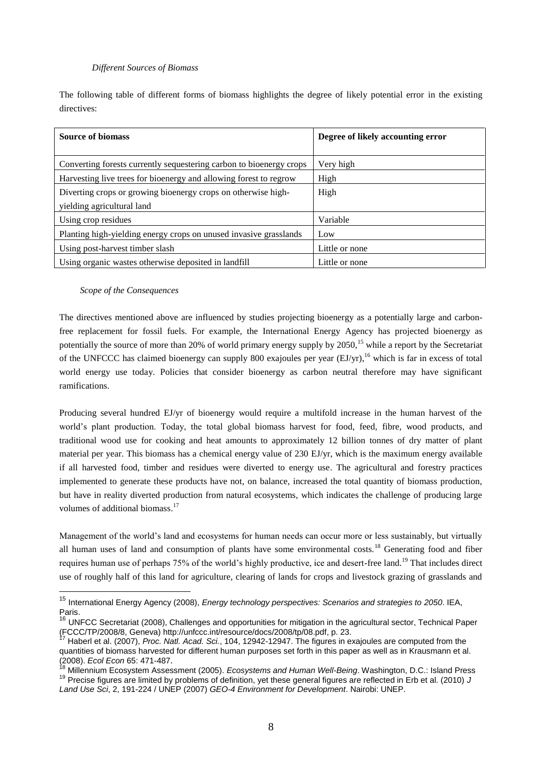*Different Sources of Biomass*

The following table of different forms of biomass highlights the degree of likely potential error in the existing directives:

| **Source of biomass** | **Degree of likely accounting error** |
|---|---|
| Converting forests currently sequestering carbon to bioenergy crops | Very high |
| Harvesting live trees for bioenergy and allowing forest to regrow | High |
| Diverting crops or growing bioenergy crops on otherwise high-yielding agricultural land | High |
| Using crop residues | Variable |
| Planting high-yielding energy crops on unused invasive grasslands | Low |
| Using post-harvest timber slash | Little or none |
| Using organic wastes otherwise deposited in landfill | Little or none |

*Scope of the Consequences*

The directives mentioned above are influenced by studies projecting bioenergy as a potentially large and carbon-free replacement for fossil fuels. For example, the International Energy Agency has projected bioenergy as potentially the source of more than 20% of world primary energy supply by 2050,[15] while a report by the Secretariat of the UNFCCC has claimed bioenergy can supply 800 exajoules per year (EJ/yr),[16] which is far in excess of total world energy use today. Policies that consider bioenergy as carbon neutral therefore may have significant ramifications.

Producing several hundred EJ/yr of bioenergy would require a multifold increase in the human harvest of the world's plant production. Today, the total global biomass harvest for food, feed, fibre, wood products, and traditional wood use for cooking and heat amounts to approximately 12 billion tonnes of dry matter of plant material per year. This biomass has a chemical energy value of 230 EJ/yr, which is the maximum energy available if all harvested food, timber and residues were diverted to energy use. The agricultural and forestry practices implemented to generate these products have not, on balance, increased the total quantity of biomass production, but have in reality diverted production from natural ecosystems, which indicates the challenge of producing large volumes of additional biomass.[17]

Management of the world's land and ecosystems for human needs can occur more or less sustainably, but virtually all human uses of land and consumption of plants have some environmental costs.[18] Generating food and fiber requires human use of perhaps 75% of the world's highly productive, ice and desert-free land.[19] That includes direct use of roughly half of this land for agriculture, clearing of lands for crops and livestock grazing of grasslands and

---

[15] International Energy Agency (2008), *Energy technology perspectives: Scenarios and strategies to 2050*. IEA, Paris.

[16] UNFCC Secretariat (2008), Challenges and opportunities for mitigation in the agricultural sector, Technical Paper (FCCC/TP/2008/8, Geneva) http://unfccc.int/resource/docs/2008/tp/08.pdf, p. 23.

[17] Haberl et al. (2007), *Proc. Natl. Acad. Sci.*, 104, 12942-12947. The figures in exajoules are computed from the quantities of biomass harvested for different human purposes set forth in this paper as well as in Krausmann et al. (2008). *Ecol Econ* 65: 471-487.

[18] Millennium Ecosystem Assessment (2005). *Ecosystems and Human Well-Being*. Washington, D.C.: Island Press

[19] Precise figures are limited by problems of definition, yet these general figures are reflected in Erb et al. (2010) *J Land Use Sci*, 2, 191-224 / UNEP (2007) *GEO-4 Environment for Development*. Nairobi: UNEP.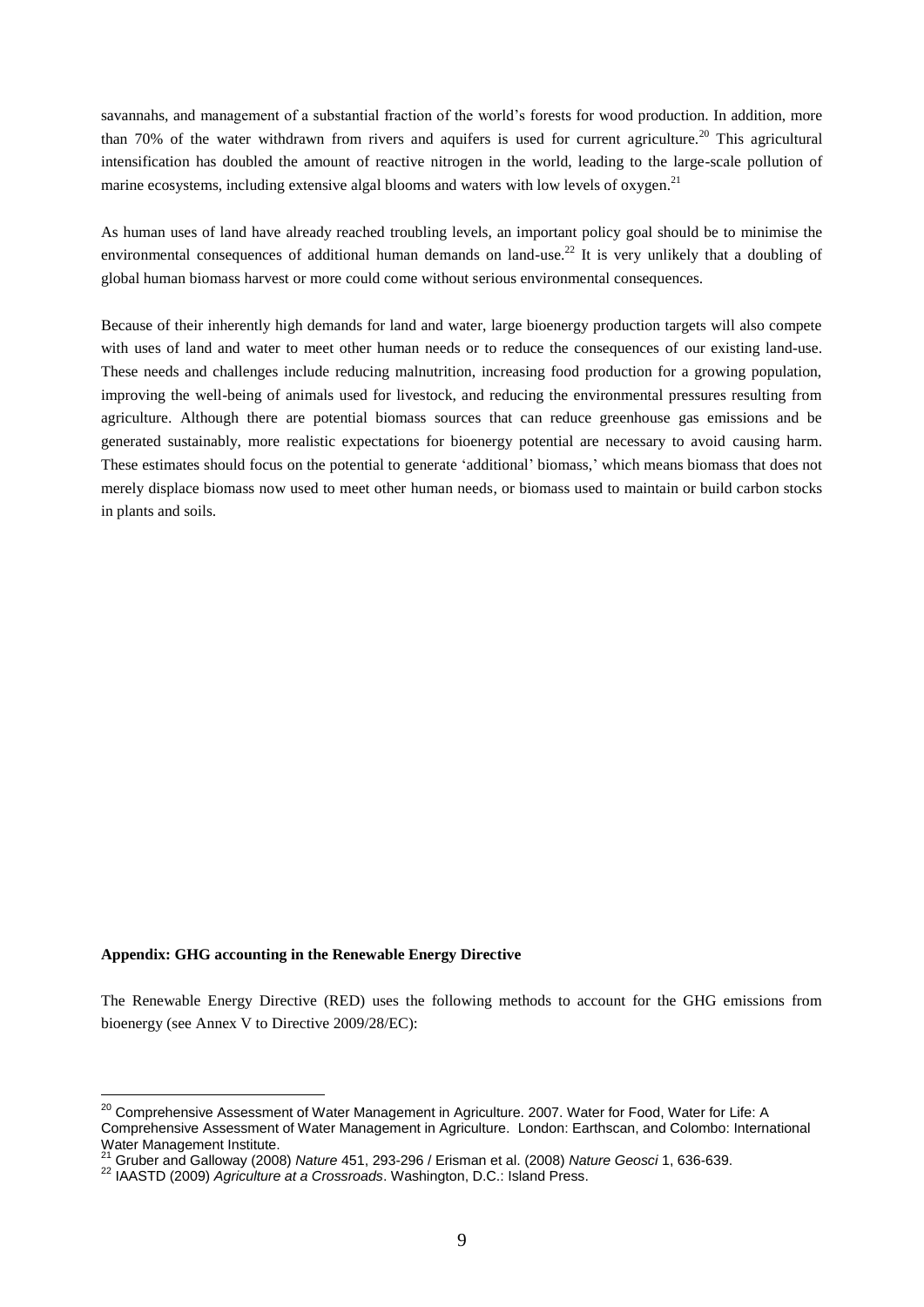savannahs, and management of a substantial fraction of the world's forests for wood production. In addition, more than 70% of the water withdrawn from rivers and aquifers is used for current agriculture.[20] This agricultural intensification has doubled the amount of reactive nitrogen in the world, leading to the large-scale pollution of marine ecosystems, including extensive algal blooms and waters with low levels of oxygen.[21]

As human uses of land have already reached troubling levels, an important policy goal should be to minimise the environmental consequences of additional human demands on land-use.[22] It is very unlikely that a doubling of global human biomass harvest or more could come without serious environmental consequences.

Because of their inherently high demands for land and water, large bioenergy production targets will also compete with uses of land and water to meet other human needs or to reduce the consequences of our existing land-use. These needs and challenges include reducing malnutrition, increasing food production for a growing population, improving the well-being of animals used for livestock, and reducing the environmental pressures resulting from agriculture. Although there are potential biomass sources that can reduce greenhouse gas emissions and be generated sustainably, more realistic expectations for bioenergy potential are necessary to avoid causing harm. These estimates should focus on the potential to generate 'additional' biomass,' which means biomass that does not merely displace biomass now used to meet other human needs, or biomass used to maintain or build carbon stocks in plants and soils.

**Appendix: GHG accounting in the Renewable Energy Directive**

The Renewable Energy Directive (RED) uses the following methods to account for the GHG emissions from bioenergy (see Annex V to Directive 2009/28/EC):

---

[20] Comprehensive Assessment of Water Management in Agriculture. 2007. Water for Food, Water for Life: A Comprehensive Assessment of Water Management in Agriculture. London: Earthscan, and Colombo: International Water Management Institute.

[21] Gruber and Galloway (2008) *Nature* 451, 293-296 / Erisman et al. (2008) *Nature Geosci* 1, 636-639.

[22] IAASTD (2009) *Agriculture at a Crossroads*. Washington, D.C.: Island Press.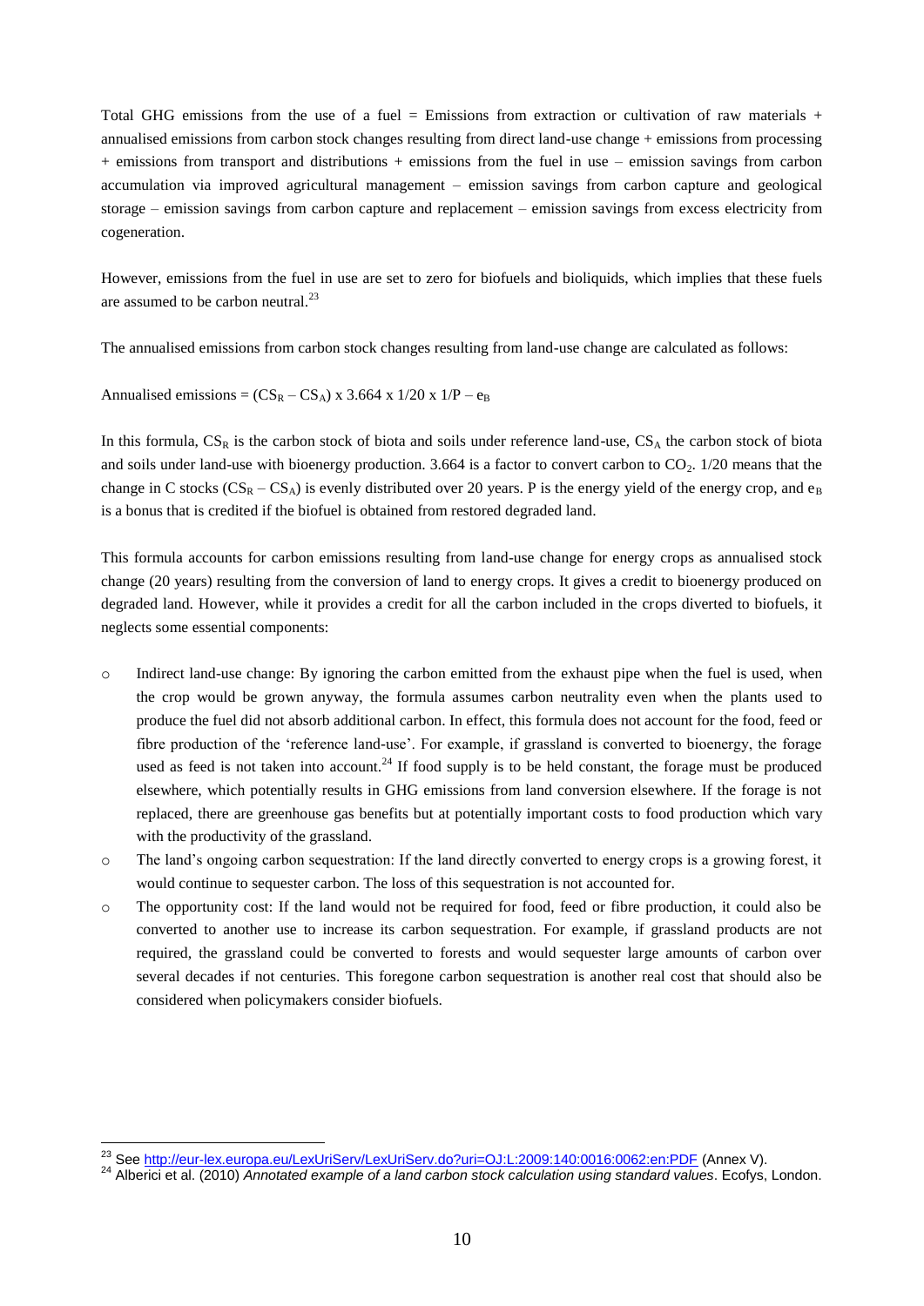Total GHG emissions from the use of a fuel = Emissions from extraction or cultivation of raw materials + annualised emissions from carbon stock changes resulting from direct land-use change + emissions from processing + emissions from transport and distributions + emissions from the fuel in use – emission savings from carbon accumulation via improved agricultural management – emission savings from carbon capture and geological storage – emission savings from carbon capture and replacement – emission savings from excess electricity from cogeneration.

However, emissions from the fuel in use are set to zero for biofuels and bioliquids, which implies that these fuels are assumed to be carbon neutral.[23]

The annualised emissions from carbon stock changes resulting from land-use change are calculated as follows:

Annualised emissions = $(CS_R – CS_A) \times 3.664 \times 1/20 \times 1/P – e_B$

In this formula, $CS_R$ is the carbon stock of biota and soils under reference land-use, $CS_A$ the carbon stock of biota and soils under land-use with bioenergy production. 3.664 is a factor to convert carbon to $CO_2$. 1/20 means that the change in C stocks $(CS_R – CS_A)$ is evenly distributed over 20 years. P is the energy yield of the energy crop, and $e_B$ is a bonus that is credited if the biofuel is obtained from restored degraded land.

This formula accounts for carbon emissions resulting from land-use change for energy crops as annualised stock change (20 years) resulting from the conversion of land to energy crops. It gives a credit to bioenergy produced on degraded land. However, while it provides a credit for all the carbon included in the crops diverted to biofuels, it neglects some essential components:

- Indirect land-use change: By ignoring the carbon emitted from the exhaust pipe when the fuel is used, when the crop would be grown anyway, the formula assumes carbon neutrality even when the plants used to produce the fuel did not absorb additional carbon. In effect, this formula does not account for the food, feed or fibre production of the 'reference land-use'. For example, if grassland is converted to bioenergy, the forage used as feed is not taken into account.[24] If food supply is to be held constant, the forage must be produced elsewhere, which potentially results in GHG emissions from land conversion elsewhere. If the forage is not replaced, there are greenhouse gas benefits but at potentially important costs to food production which vary with the productivity of the grassland.
- The land's ongoing carbon sequestration: If the land directly converted to energy crops is a growing forest, it would continue to sequester carbon. The loss of this sequestration is not accounted for.
- The opportunity cost: If the land would not be required for food, feed or fibre production, it could also be converted to another use to increase its carbon sequestration. For example, if grassland products are not required, the grassland could be converted to forests and would sequester large amounts of carbon over several decades if not centuries. This foregone carbon sequestration is another real cost that should also be considered when policymakers consider biofuels.

---

[23] See http://eur-lex.europa.eu/LexUriServ/LexUriServ.do?uri=OJ:L:2009:140:0016:0062:en:PDF (Annex V).

[24] Alberici et al. (2010) *Annotated example of a land carbon stock calculation using standard values*. Ecofys, London.